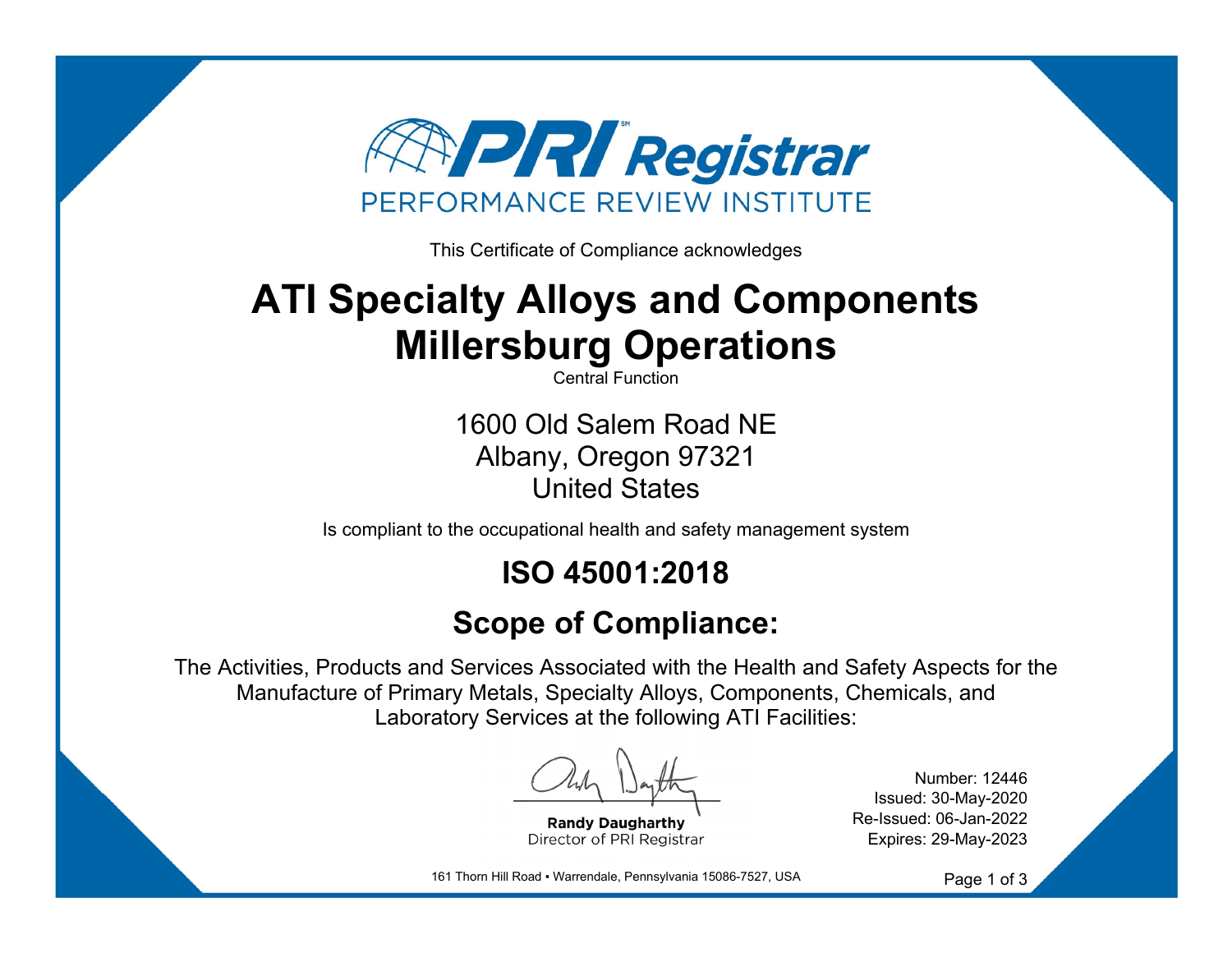# PRI Registrar

PERFORMANCE REVIEW INSTITUTE

This Certificate of Compliance acknowledges

# ATI Specialty Alloys and Components Millersburg Operations

Central Function

1600 Old Salem Road NE
Albany, Oregon 97321
United States

Is compliant to the occupational health and safety management system

## ISO 45001:2018

## Scope of Compliance:

The Activities, Products and Services Associated with the Health and Safety Aspects for the Manufacture of Primary Metals, Specialty Alloys, Components, Chemicals, and Laboratory Services at the following ATI Facilities:

**Randy Daugharthy**
Director of PRI Registrar

Number: 12446
Issued: 30-May-2020
Re-Issued: 06-Jan-2022
Expires: 29-May-2023

161 Thorn Hill Road ▪ Warrendale, Pennsylvania 15086-7527, USA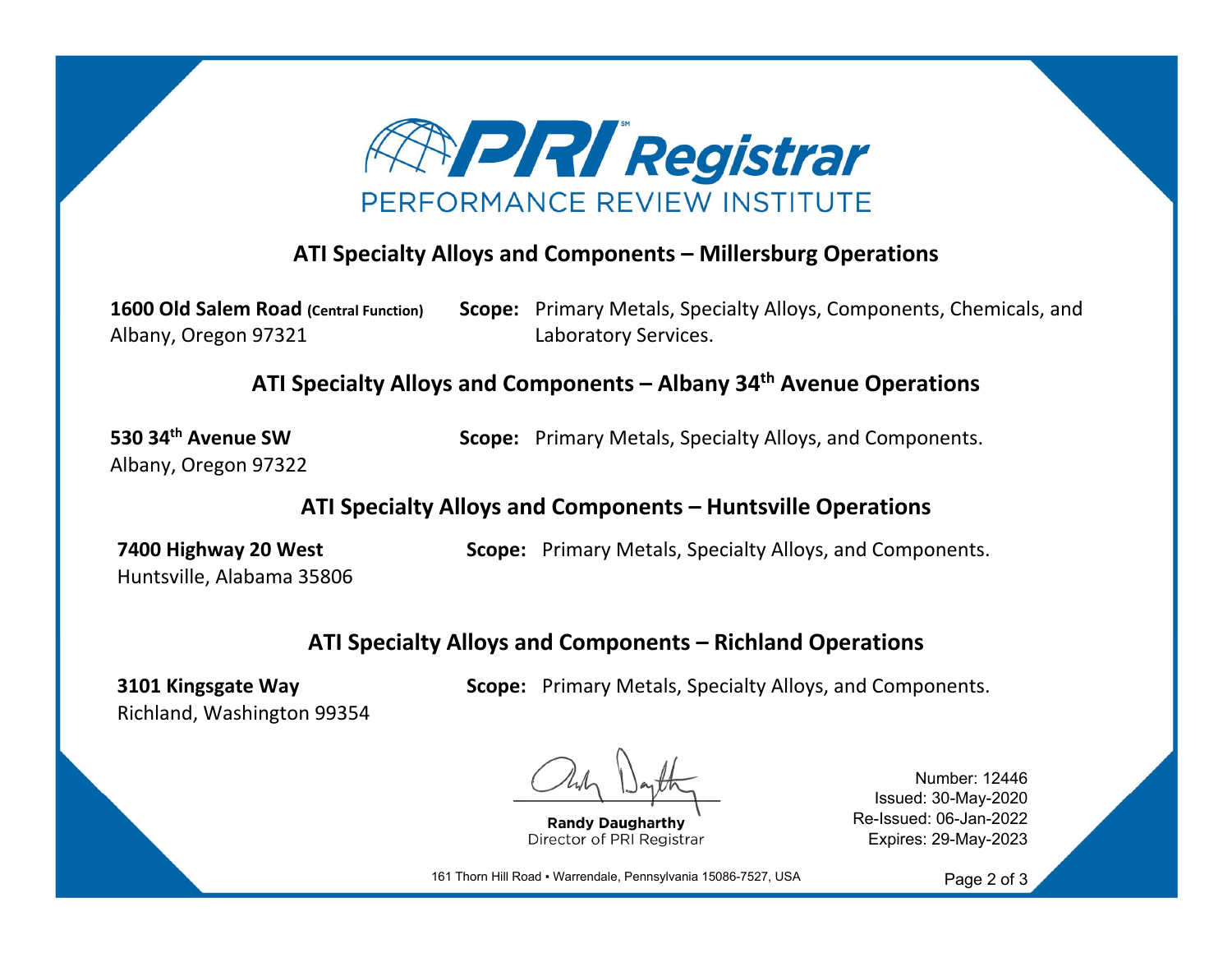# PRI Registrar
PERFORMANCE REVIEW INSTITUTE

## ATI Specialty Alloys and Components – Millersburg Operations

**1600 Old Salem Road (Central Function)**
Albany, Oregon 97321

**Scope:** Primary Metals, Specialty Alloys, Components, Chemicals, and Laboratory Services.

## ATI Specialty Alloys and Components – Albany 34th Avenue Operations

**530 34th Avenue SW**
Albany, Oregon 97322

**Scope:** Primary Metals, Specialty Alloys, and Components.

## ATI Specialty Alloys and Components – Huntsville Operations

**7400 Highway 20 West**
Huntsville, Alabama 35806

**Scope:** Primary Metals, Specialty Alloys, and Components.

## ATI Specialty Alloys and Components – Richland Operations

**3101 Kingsgate Way**
Richland, Washington 99354

**Scope:** Primary Metals, Specialty Alloys, and Components.

**Randy Daugharthy**
Director of PRI Registrar

Number: 12446
Issued: 30-May-2020
Re-Issued: 06-Jan-2022
Expires: 29-May-2023

161 Thorn Hill Road ▪ Warrendale, Pennsylvania 15086-7527, USA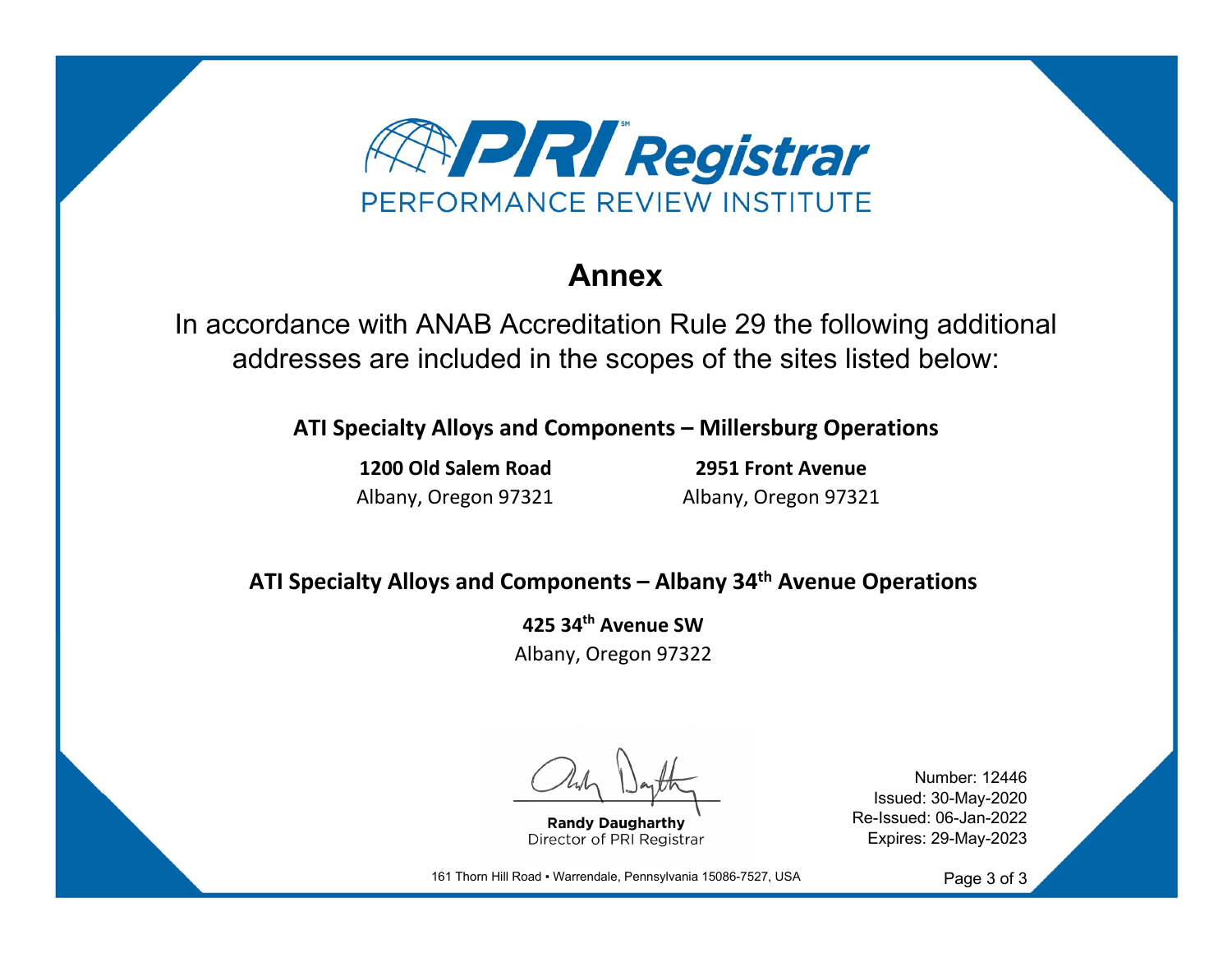PRI Registrar

PERFORMANCE REVIEW INSTITUTE

# Annex

In accordance with ANAB Accreditation Rule 29 the following additional addresses are included in the scopes of the sites listed below:

**ATI Specialty Alloys and Components – Millersburg Operations**

**1200 Old Salem Road**
Albany, Oregon 97321

**2951 Front Avenue**
Albany, Oregon 97321

**ATI Specialty Alloys and Components – Albany 34th Avenue Operations**

**425 34th Avenue SW**
Albany, Oregon 97322

**Randy Daugharthy**
Director of PRI Registrar

Number: 12446
Issued: 30-May-2020
Re-Issued: 06-Jan-2022
Expires: 29-May-2023

161 Thorn Hill Road ▪ Warrendale, Pennsylvania 15086-7527, USA